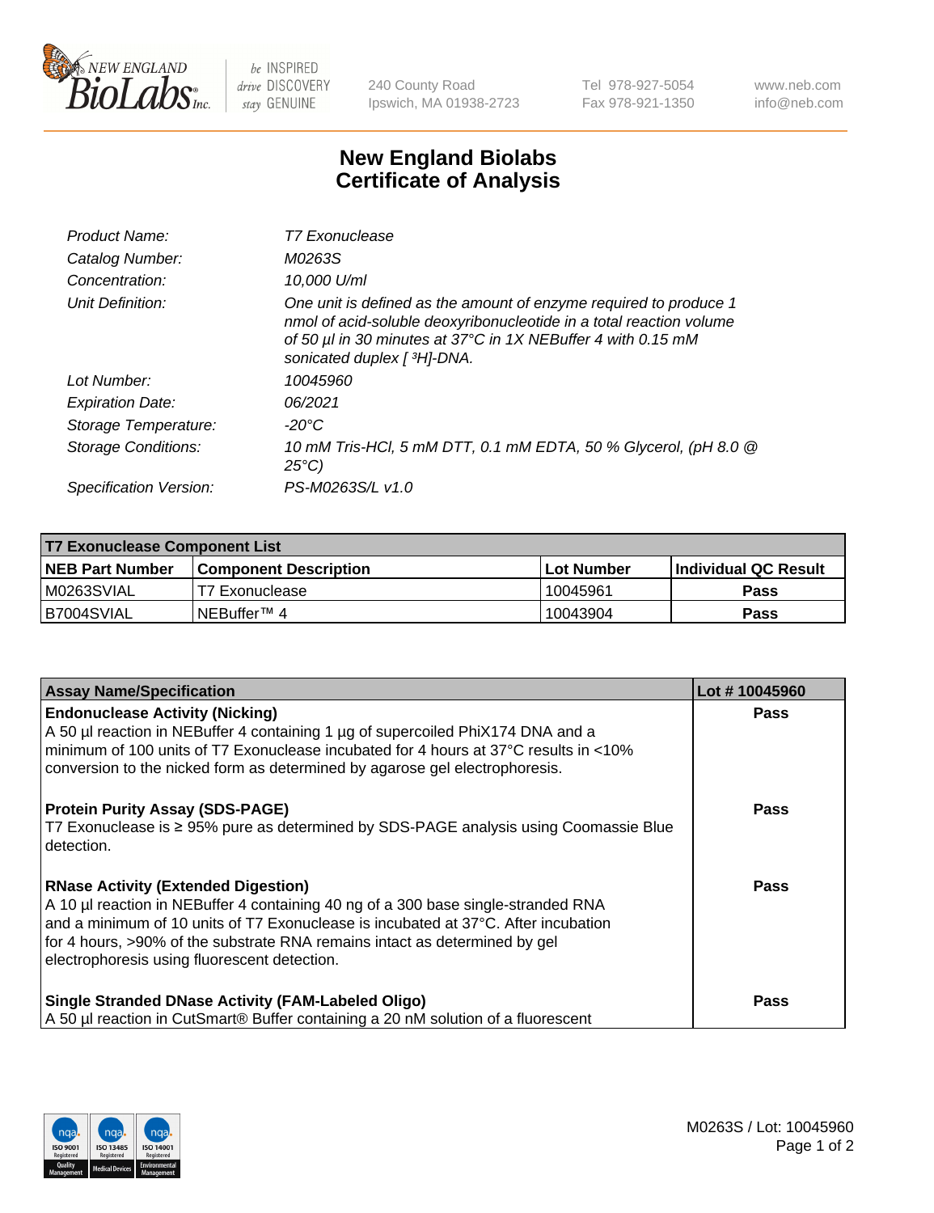New England BioLabs Inc. — be INSPIRED drive DISCOVERY stay GENUINE

240 County Road
Ipswich, MA 01938-2723

Tel 978-927-5054
Fax 978-921-1350

www.neb.com
info@neb.com

# New England Biolabs
# Certificate of Analysis

| | |
|---|---|
| *Product Name:* | *T7 Exonuclease* |
| *Catalog Number:* | *M0263S* |
| *Concentration:* | *10,000 U/ml* |
| *Unit Definition:* | *One unit is defined as the amount of enzyme required to produce 1 nmol of acid-soluble deoxyribonucleotide in a total reaction volume of 50 µl in 30 minutes at 37°C in 1X NEBuffer 4 with 0.15 mM sonicated duplex [ $^3$H]-DNA.* |
| *Lot Number:* | *10045960* |
| *Expiration Date:* | *06/2021* |
| *Storage Temperature:* | *-20°C* |
| *Storage Conditions:* | *10 mM Tris-HCl, 5 mM DTT, 0.1 mM EDTA, 50 % Glycerol, (pH 8.0 @ 25°C)* |
| *Specification Version:* | *PS-M0263S/L v1.0* |

| **T7 Exonuclease Component List** | | | |
|---|---|---|---|
| **NEB Part Number** | **Component Description** | **Lot Number** | **Individual QC Result** |
| M0263SVIAL | T7 Exonuclease | 10045961 | **Pass** |
| B7004SVIAL | NEBuffer™ 4 | 10043904 | **Pass** |

| **Assay Name/Specification** | **Lot # 10045960** |
|---|---|
| **Endonuclease Activity (Nicking)**<br>A 50 µl reaction in NEBuffer 4 containing 1 µg of supercoiled PhiX174 DNA and a minimum of 100 units of T7 Exonuclease incubated for 4 hours at 37°C results in <10% conversion to the nicked form as determined by agarose gel electrophoresis. | **Pass** |
| **Protein Purity Assay (SDS-PAGE)**<br>T7 Exonuclease is ≥ 95% pure as determined by SDS-PAGE analysis using Coomassie Blue detection. | **Pass** |
| **RNase Activity (Extended Digestion)**<br>A 10 µl reaction in NEBuffer 4 containing 40 ng of a 300 base single-stranded RNA and a minimum of 10 units of T7 Exonuclease is incubated at 37°C. After incubation for 4 hours, >90% of the substrate RNA remains intact as determined by gel electrophoresis using fluorescent detection. | **Pass** |
| **Single Stranded DNase Activity (FAM-Labeled Oligo)**<br>A 50 µl reaction in CutSmart® Buffer containing a 20 nM solution of a fluorescent | **Pass** |

M0263S / Lot: 10045960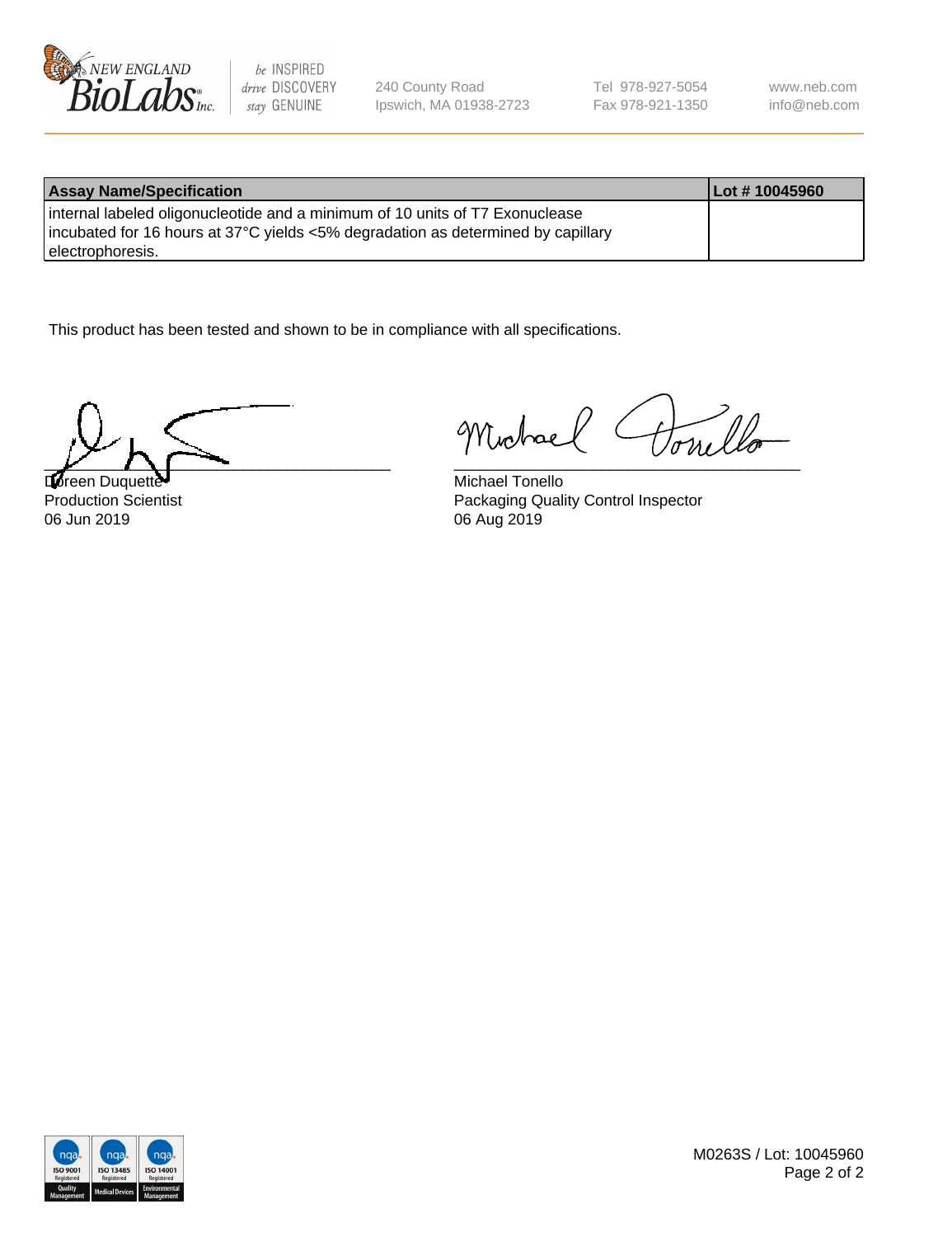| Assay Name/Specification | Lot # 10045960 |
|---|---|
| internal labeled oligonucleotide and a minimum of 10 units of T7 Exonuclease incubated for 16 hours at 37°C yields <5% degradation as determined by capillary electrophoresis. | |

This product has been tested and shown to be in compliance with all specifications.

Doreen Duquette
Production Scientist
06 Jun 2019

Michael Tonello
Packaging Quality Control Inspector
06 Aug 2019

M0263S / Lot: 10045960